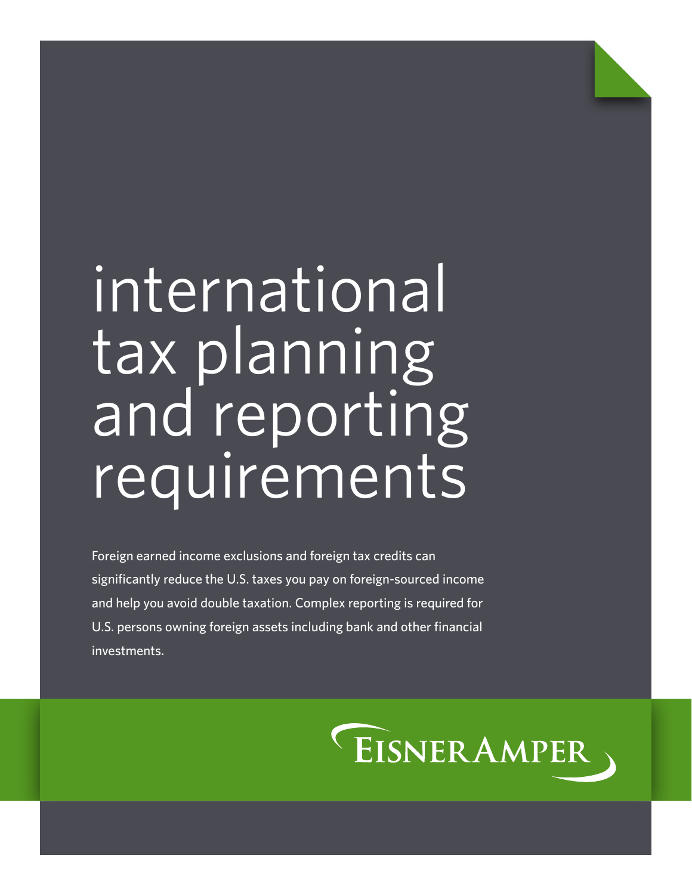# international tax planning and reporting requirements

Foreign earned income exclusions and foreign tax credits can significantly reduce the U.S. taxes you pay on foreign-sourced income and help you avoid double taxation. Complex reporting is required for U.S. persons owning foreign assets including bank and other financial investments.

EisnerAmper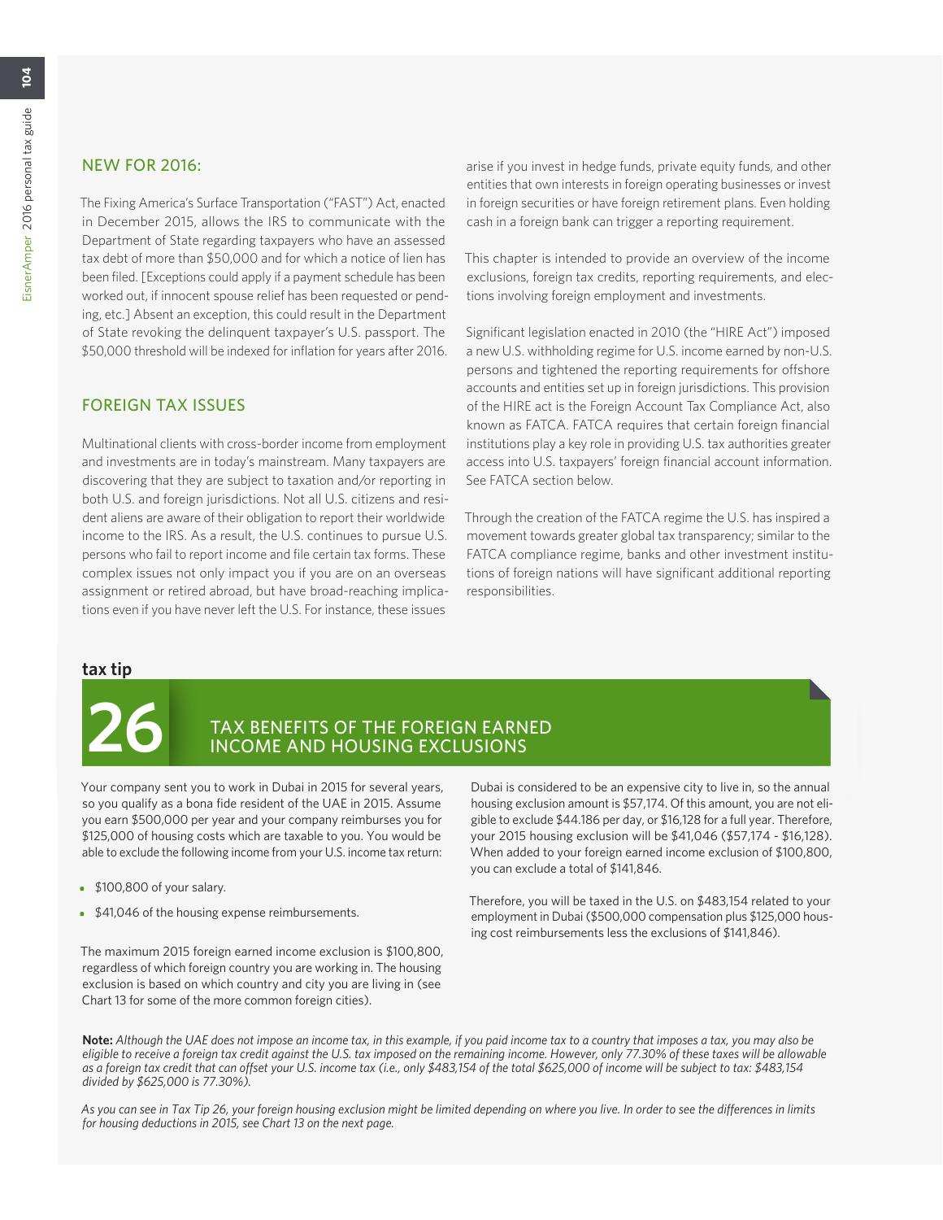## NEW FOR 2016:

The Fixing America's Surface Transportation ("FAST") Act, enacted in December 2015, allows the IRS to communicate with the Department of State regarding taxpayers who have an assessed tax debt of more than $50,000 and for which a notice of lien has been filed. [Exceptions could apply if a payment schedule has been worked out, if innocent spouse relief has been requested or pending, etc.] Absent an exception, this could result in the Department of State revoking the delinquent taxpayer's U.S. passport. The $50,000 threshold will be indexed for inflation for years after 2016.

## FOREIGN TAX ISSUES

Multinational clients with cross-border income from employment and investments are in today's mainstream. Many taxpayers are discovering that they are subject to taxation and/or reporting in both U.S. and foreign jurisdictions. Not all U.S. citizens and resident aliens are aware of their obligation to report their worldwide income to the IRS. As a result, the U.S. continues to pursue U.S. persons who fail to report income and file certain tax forms. These complex issues not only impact you if you are on an overseas assignment or retired abroad, but have broad-reaching implications even if you have never left the U.S. For instance, these issues arise if you invest in hedge funds, private equity funds, and other entities that own interests in foreign operating businesses or invest in foreign securities or have foreign retirement plans. Even holding cash in a foreign bank can trigger a reporting requirement.

This chapter is intended to provide an overview of the income exclusions, foreign tax credits, reporting requirements, and elections involving foreign employment and investments.

Significant legislation enacted in 2010 (the "HIRE Act") imposed a new U.S. withholding regime for U.S. income earned by non-U.S. persons and tightened the reporting requirements for offshore accounts and entities set up in foreign jurisdictions. This provision of the HIRE act is the Foreign Account Tax Compliance Act, also known as FATCA. FATCA requires that certain foreign financial institutions play a key role in providing U.S. tax authorities greater access into U.S. taxpayers' foreign financial account information. See FATCA section below.

Through the creation of the FATCA regime the U.S. has inspired a movement towards greater global tax transparency; similar to the FATCA compliance regime, banks and other investment institutions of foreign nations will have significant additional reporting responsibilities.

**tax tip**

### 26 TAX BENEFITS OF THE FOREIGN EARNED INCOME AND HOUSING EXCLUSIONS

Your company sent you to work in Dubai in 2015 for several years, so you qualify as a bona fide resident of the UAE in 2015. Assume you earn $500,000 per year and your company reimburses you for $125,000 of housing costs which are taxable to you. You would be able to exclude the following income from your U.S. income tax return:

- $100,800 of your salary.
- $41,046 of the housing expense reimbursements.

The maximum 2015 foreign earned income exclusion is $100,800, regardless of which foreign country you are working in. The housing exclusion is based on which country and city you are living in (see Chart 13 for some of the more common foreign cities).

Dubai is considered to be an expensive city to live in, so the annual housing exclusion amount is $57,174. Of this amount, you are not eligible to exclude $44.186 per day, or $16,128 for a full year. Therefore, your 2015 housing exclusion will be $41,046 ($57,174 - $16,128). When added to your foreign earned income exclusion of $100,800, you can exclude a total of $141,846.

Therefore, you will be taxed in the U.S. on $483,154 related to your employment in Dubai ($500,000 compensation plus $125,000 housing cost reimbursements less the exclusions of $141,846).

**Note:** *Although the UAE does not impose an income tax, in this example, if you paid income tax to a country that imposes a tax, you may also be eligible to receive a foreign tax credit against the U.S. tax imposed on the remaining income. However, only 77.30% of these taxes will be allowable as a foreign tax credit that can offset your U.S. income tax (i.e., only $483,154 of the total $625,000 of income will be subject to tax: $483,154 divided by $625,000 is 77.30%).*

*As you can see in Tax Tip 26, your foreign housing exclusion might be limited depending on where you live. In order to see the differences in limits for housing deductions in 2015, see Chart 13 on the next page.*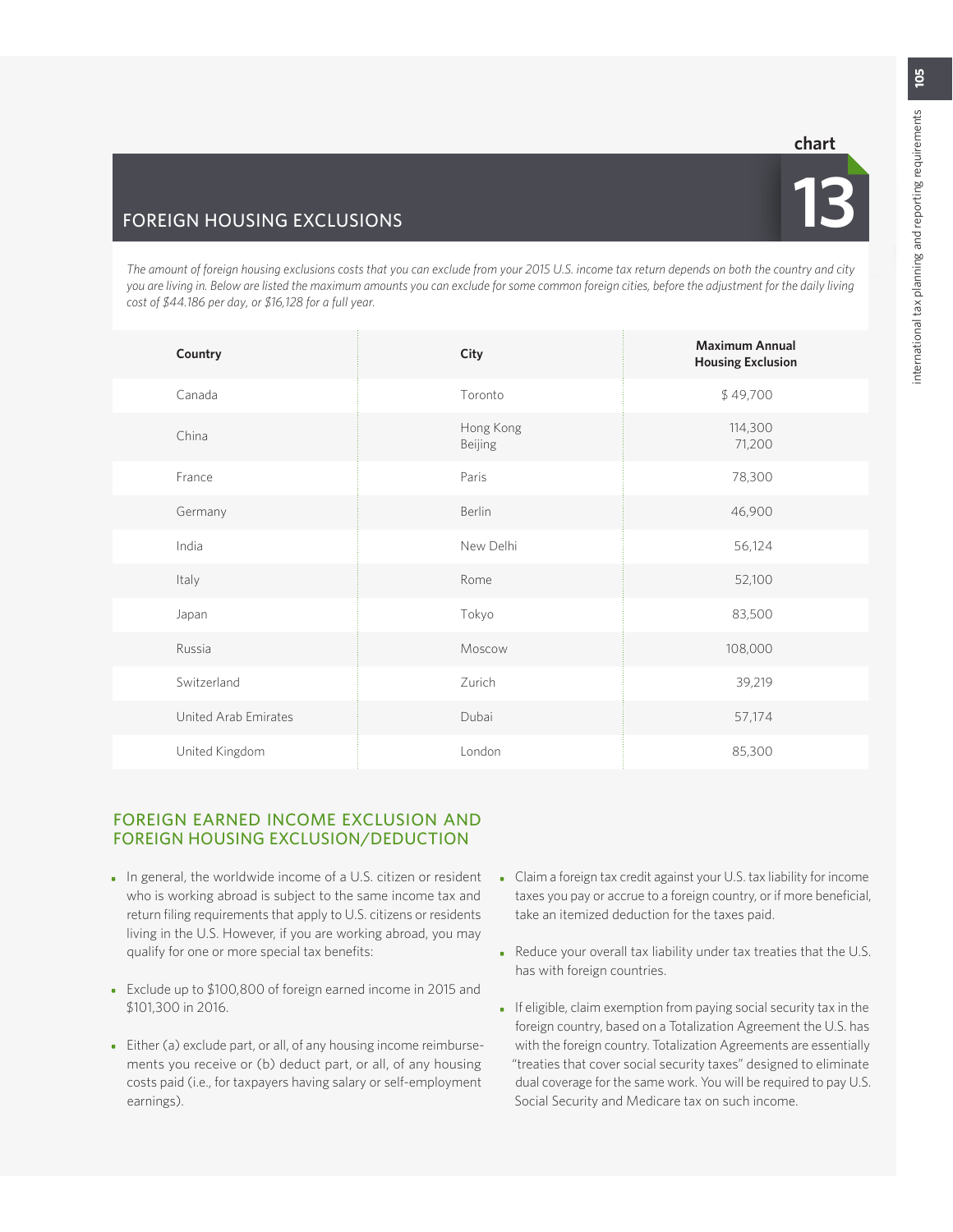chart 13

## FOREIGN HOUSING EXCLUSIONS

*The amount of foreign housing exclusions costs that you can exclude from your 2015 U.S. income tax return depends on both the country and city you are living in. Below are listed the maximum amounts you can exclude for some common foreign cities, before the adjustment for the daily living cost of $44.186 per day, or $16,128 for a full year.*

| Country | City | Maximum Annual Housing Exclusion |
|---|---|---|
| Canada | Toronto | $ 49,700 |
| China | Hong Kong<br>Beijing | 114,300<br>71,200 |
| France | Paris | 78,300 |
| Germany | Berlin | 46,900 |
| India | New Delhi | 56,124 |
| Italy | Rome | 52,100 |
| Japan | Tokyo | 83,500 |
| Russia | Moscow | 108,000 |
| Switzerland | Zurich | 39,219 |
| United Arab Emirates | Dubai | 57,174 |
| United Kingdom | London | 85,300 |

## FOREIGN EARNED INCOME EXCLUSION AND FOREIGN HOUSING EXCLUSION/DEDUCTION

- In general, the worldwide income of a U.S. citizen or resident who is working abroad is subject to the same income tax and return filing requirements that apply to U.S. citizens or residents living in the U.S. However, if you are working abroad, you may qualify for one or more special tax benefits:
- Exclude up to $100,800 of foreign earned income in 2015 and $101,300 in 2016.
- Either (a) exclude part, or all, of any housing income reimbursements you receive or (b) deduct part, or all, of any housing costs paid (i.e., for taxpayers having salary or self-employment earnings).
- Claim a foreign tax credit against your U.S. tax liability for income taxes you pay or accrue to a foreign country, or if more beneficial, take an itemized deduction for the taxes paid.
- Reduce your overall tax liability under tax treaties that the U.S. has with foreign countries.
- If eligible, claim exemption from paying social security tax in the foreign country, based on a Totalization Agreement the U.S. has with the foreign country. Totalization Agreements are essentially "treaties that cover social security taxes" designed to eliminate dual coverage for the same work. You will be required to pay U.S. Social Security and Medicare tax on such income.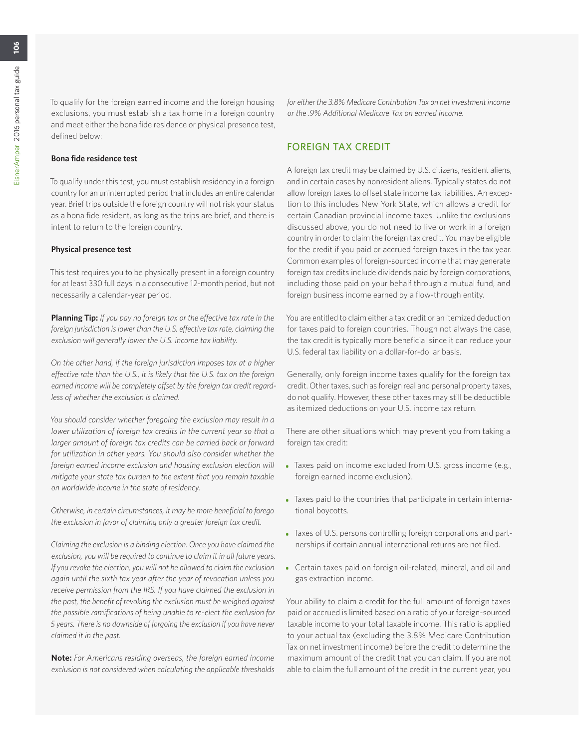To qualify for the foreign earned income and the foreign housing exclusions, you must establish a tax home in a foreign country and meet either the bona fide residence or physical presence test, defined below:

**Bona fide residence test**

To qualify under this test, you must establish residency in a foreign country for an uninterrupted period that includes an entire calendar year. Brief trips outside the foreign country will not risk your status as a bona fide resident, as long as the trips are brief, and there is intent to return to the foreign country.

**Physical presence test**

This test requires you to be physically present in a foreign country for at least 330 full days in a consecutive 12-month period, but not necessarily a calendar-year period.

**Planning Tip:** *If you pay no foreign tax or the effective tax rate in the foreign jurisdiction is lower than the U.S. effective tax rate, claiming the exclusion will generally lower the U.S. income tax liability.*

*On the other hand, if the foreign jurisdiction imposes tax at a higher effective rate than the U.S., it is likely that the U.S. tax on the foreign earned income will be completely offset by the foreign tax credit regardless of whether the exclusion is claimed.*

*You should consider whether foregoing the exclusion may result in a lower utilization of foreign tax credits in the current year so that a larger amount of foreign tax credits can be carried back or forward for utilization in other years. You should also consider whether the foreign earned income exclusion and housing exclusion election will mitigate your state tax burden to the extent that you remain taxable on worldwide income in the state of residency.*

*Otherwise, in certain circumstances, it may be more beneficial to forego the exclusion in favor of claiming only a greater foreign tax credit.*

*Claiming the exclusion is a binding election. Once you have claimed the exclusion, you will be required to continue to claim it in all future years. If you revoke the election, you will not be allowed to claim the exclusion again until the sixth tax year after the year of revocation unless you receive permission from the IRS. If you have claimed the exclusion in the past, the benefit of revoking the exclusion must be weighed against the possible ramifications of being unable to re-elect the exclusion for 5 years. There is no downside of forgoing the exclusion if you have never claimed it in the past.*

**Note:** *For Americans residing overseas, the foreign earned income exclusion is not considered when calculating the applicable thresholds for either the 3.8% Medicare Contribution Tax on net investment income or the .9% Additional Medicare Tax on earned income.*

## FOREIGN TAX CREDIT

A foreign tax credit may be claimed by U.S. citizens, resident aliens, and in certain cases by nonresident aliens. Typically states do not allow foreign taxes to offset state income tax liabilities. An exception to this includes New York State, which allows a credit for certain Canadian provincial income taxes. Unlike the exclusions discussed above, you do not need to live or work in a foreign country in order to claim the foreign tax credit. You may be eligible for the credit if you paid or accrued foreign taxes in the tax year. Common examples of foreign-sourced income that may generate foreign tax credits include dividends paid by foreign corporations, including those paid on your behalf through a mutual fund, and foreign business income earned by a flow-through entity.

You are entitled to claim either a tax credit or an itemized deduction for taxes paid to foreign countries. Though not always the case, the tax credit is typically more beneficial since it can reduce your U.S. federal tax liability on a dollar-for-dollar basis.

Generally, only foreign income taxes qualify for the foreign tax credit. Other taxes, such as foreign real and personal property taxes, do not qualify. However, these other taxes may still be deductible as itemized deductions on your U.S. income tax return.

There are other situations which may prevent you from taking a foreign tax credit:

- Taxes paid on income excluded from U.S. gross income (e.g., foreign earned income exclusion).
- Taxes paid to the countries that participate in certain international boycotts.
- Taxes of U.S. persons controlling foreign corporations and partnerships if certain annual international returns are not filed.
- Certain taxes paid on foreign oil-related, mineral, and oil and gas extraction income.

Your ability to claim a credit for the full amount of foreign taxes paid or accrued is limited based on a ratio of your foreign-sourced taxable income to your total taxable income. This ratio is applied to your actual tax (excluding the 3.8% Medicare Contribution Tax on net investment income) before the credit to determine the maximum amount of the credit that you can claim. If you are not able to claim the full amount of the credit in the current year, you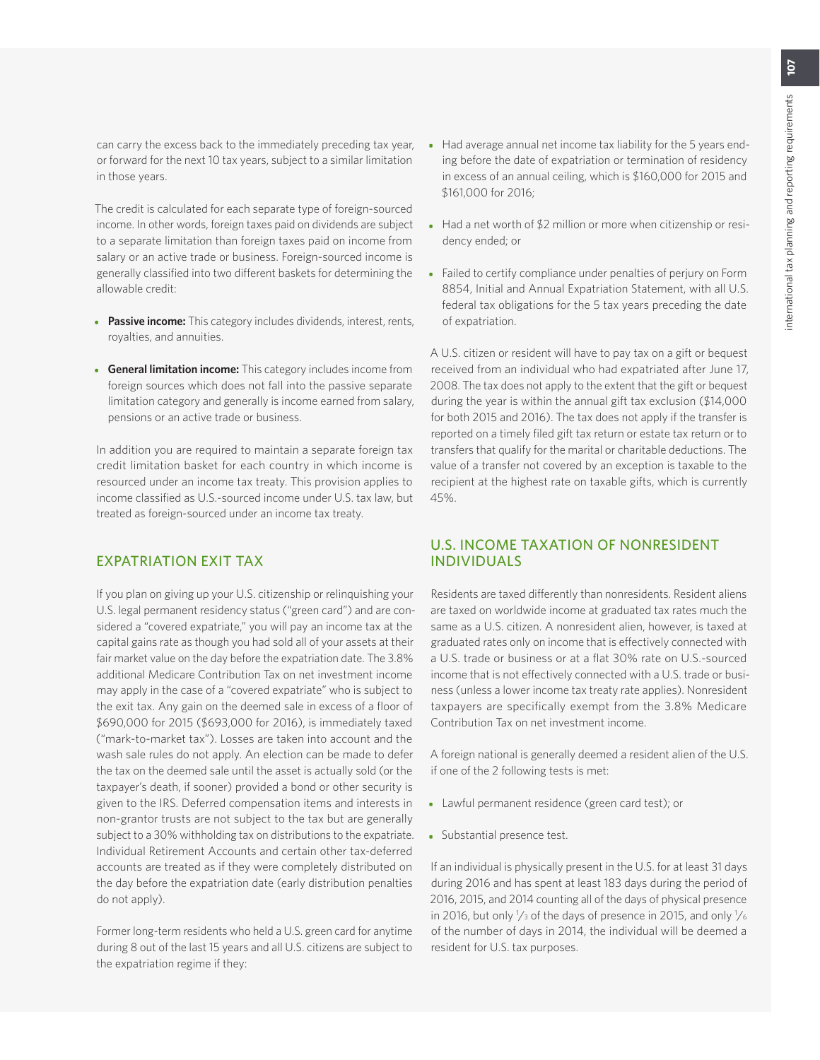can carry the excess back to the immediately preceding tax year, or forward for the next 10 tax years, subject to a similar limitation in those years.

The credit is calculated for each separate type of foreign-sourced income. In other words, foreign taxes paid on dividends are subject to a separate limitation than foreign taxes paid on income from salary or an active trade or business. Foreign-sourced income is generally classified into two different baskets for determining the allowable credit:

- **Passive income:** This category includes dividends, interest, rents, royalties, and annuities.
- **General limitation income:** This category includes income from foreign sources which does not fall into the passive separate limitation category and generally is income earned from salary, pensions or an active trade or business.

In addition you are required to maintain a separate foreign tax credit limitation basket for each country in which income is resourced under an income tax treaty. This provision applies to income classified as U.S.-sourced income under U.S. tax law, but treated as foreign-sourced under an income tax treaty.

## EXPATRIATION EXIT TAX

If you plan on giving up your U.S. citizenship or relinquishing your U.S. legal permanent residency status ("green card") and are considered a "covered expatriate," you will pay an income tax at the capital gains rate as though you had sold all of your assets at their fair market value on the day before the expatriation date. The 3.8% additional Medicare Contribution Tax on net investment income may apply in the case of a "covered expatriate" who is subject to the exit tax. Any gain on the deemed sale in excess of a floor of $690,000 for 2015 ($693,000 for 2016), is immediately taxed ("mark-to-market tax"). Losses are taken into account and the wash sale rules do not apply. An election can be made to defer the tax on the deemed sale until the asset is actually sold (or the taxpayer's death, if sooner) provided a bond or other security is given to the IRS. Deferred compensation items and interests in non-grantor trusts are not subject to the tax but are generally subject to a 30% withholding tax on distributions to the expatriate. Individual Retirement Accounts and certain other tax-deferred accounts are treated as if they were completely distributed on the day before the expatriation date (early distribution penalties do not apply).

Former long-term residents who held a U.S. green card for anytime during 8 out of the last 15 years and all U.S. citizens are subject to the expatriation regime if they:

- Had average annual net income tax liability for the 5 years ending before the date of expatriation or termination of residency in excess of an annual ceiling, which is $160,000 for 2015 and $161,000 for 2016;
- Had a net worth of $2 million or more when citizenship or residency ended; or
- Failed to certify compliance under penalties of perjury on Form 8854, Initial and Annual Expatriation Statement, with all U.S. federal tax obligations for the 5 tax years preceding the date of expatriation.

A U.S. citizen or resident will have to pay tax on a gift or bequest received from an individual who had expatriated after June 17, 2008. The tax does not apply to the extent that the gift or bequest during the year is within the annual gift tax exclusion ($14,000 for both 2015 and 2016). The tax does not apply if the transfer is reported on a timely filed gift tax return or estate tax return or to transfers that qualify for the marital or charitable deductions. The value of a transfer not covered by an exception is taxable to the recipient at the highest rate on taxable gifts, which is currently 45%.

## U.S. INCOME TAXATION OF NONRESIDENT INDIVIDUALS

Residents are taxed differently than nonresidents. Resident aliens are taxed on worldwide income at graduated tax rates much the same as a U.S. citizen. A nonresident alien, however, is taxed at graduated rates only on income that is effectively connected with a U.S. trade or business or at a flat 30% rate on U.S.-sourced income that is not effectively connected with a U.S. trade or business (unless a lower income tax treaty rate applies). Nonresident taxpayers are specifically exempt from the 3.8% Medicare Contribution Tax on net investment income.

A foreign national is generally deemed a resident alien of the U.S. if one of the 2 following tests is met:

- Lawful permanent residence (green card test); or
- Substantial presence test.

If an individual is physically present in the U.S. for at least 31 days during 2016 and has spent at least 183 days during the period of 2016, 2015, and 2014 counting all of the days of physical presence in 2016, but only $\frac{1}{3}$ of the days of presence in 2015, and only $\frac{1}{6}$ of the number of days in 2014, the individual will be deemed a resident for U.S. tax purposes.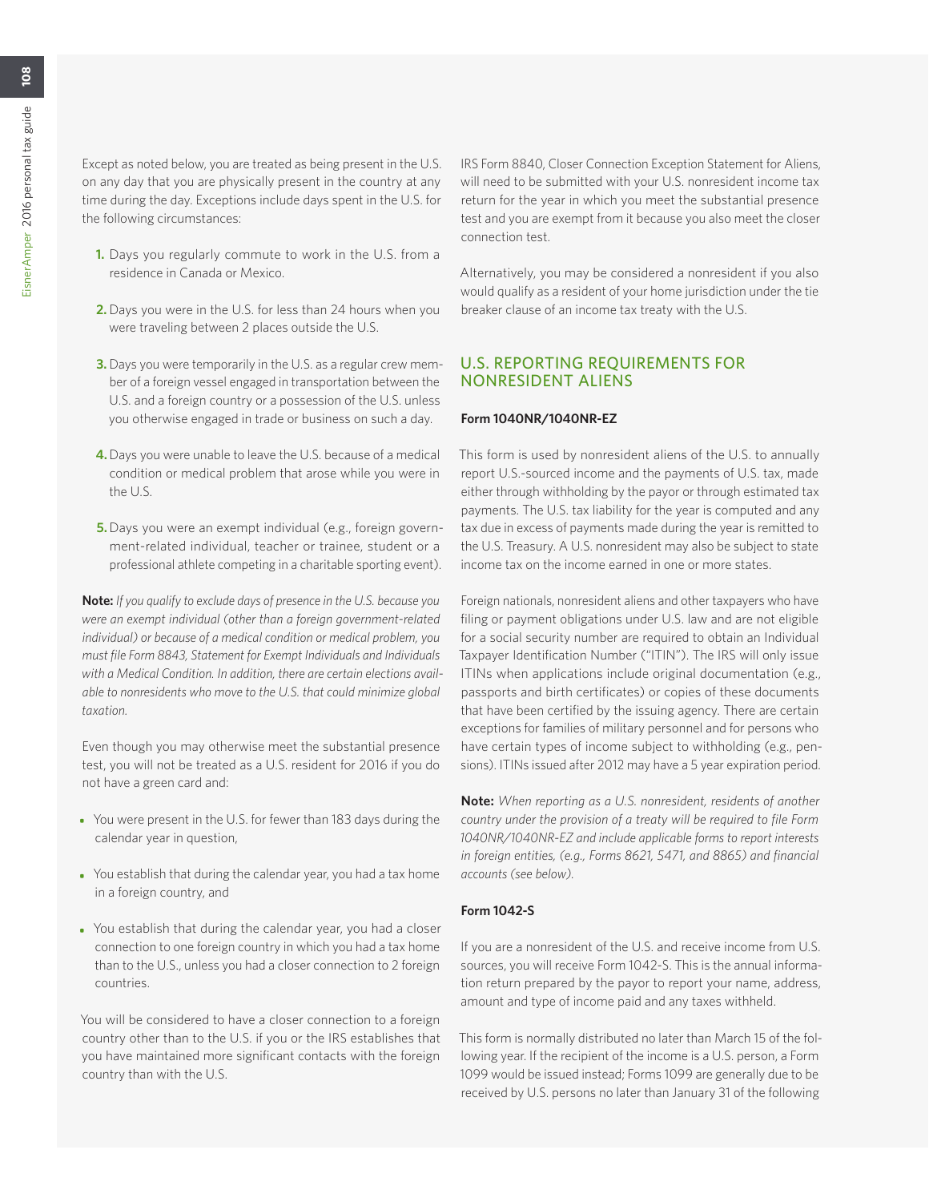Except as noted below, you are treated as being present in the U.S. on any day that you are physically present in the country at any time during the day. Exceptions include days spent in the U.S. for the following circumstances:

1. Days you regularly commute to work in the U.S. from a residence in Canada or Mexico.
2. Days you were in the U.S. for less than 24 hours when you were traveling between 2 places outside the U.S.
3. Days you were temporarily in the U.S. as a regular crew member of a foreign vessel engaged in transportation between the U.S. and a foreign country or a possession of the U.S. unless you otherwise engaged in trade or business on such a day.
4. Days you were unable to leave the U.S. because of a medical condition or medical problem that arose while you were in the U.S.
5. Days you were an exempt individual (e.g., foreign government-related individual, teacher or trainee, student or a professional athlete competing in a charitable sporting event).

**Note:** *If you qualify to exclude days of presence in the U.S. because you were an exempt individual (other than a foreign government-related individual) or because of a medical condition or medical problem, you must file Form 8843, Statement for Exempt Individuals and Individuals with a Medical Condition. In addition, there are certain elections available to nonresidents who move to the U.S. that could minimize global taxation.*

Even though you may otherwise meet the substantial presence test, you will not be treated as a U.S. resident for 2016 if you do not have a green card and:

- You were present in the U.S. for fewer than 183 days during the calendar year in question,
- You establish that during the calendar year, you had a tax home in a foreign country, and
- You establish that during the calendar year, you had a closer connection to one foreign country in which you had a tax home than to the U.S., unless you had a closer connection to 2 foreign countries.

You will be considered to have a closer connection to a foreign country other than to the U.S. if you or the IRS establishes that you have maintained more significant contacts with the foreign country than with the U.S.

IRS Form 8840, Closer Connection Exception Statement for Aliens, will need to be submitted with your U.S. nonresident income tax return for the year in which you meet the substantial presence test and you are exempt from it because you also meet the closer connection test.

Alternatively, you may be considered a nonresident if you also would qualify as a resident of your home jurisdiction under the tie breaker clause of an income tax treaty with the U.S.

## U.S. REPORTING REQUIREMENTS FOR NONRESIDENT ALIENS

### Form 1040NR/1040NR-EZ

This form is used by nonresident aliens of the U.S. to annually report U.S.-sourced income and the payments of U.S. tax, made either through withholding by the payor or through estimated tax payments. The U.S. tax liability for the year is computed and any tax due in excess of payments made during the year is remitted to the U.S. Treasury. A U.S. nonresident may also be subject to state income tax on the income earned in one or more states.

Foreign nationals, nonresident aliens and other taxpayers who have filing or payment obligations under U.S. law and are not eligible for a social security number are required to obtain an Individual Taxpayer Identification Number ("ITIN"). The IRS will only issue ITINs when applications include original documentation (e.g., passports and birth certificates) or copies of these documents that have been certified by the issuing agency. There are certain exceptions for families of military personnel and for persons who have certain types of income subject to withholding (e.g., pensions). ITINs issued after 2012 may have a 5 year expiration period.

**Note:** *When reporting as a U.S. nonresident, residents of another country under the provision of a treaty will be required to file Form 1040NR/1040NR-EZ and include applicable forms to report interests in foreign entities, (e.g., Forms 8621, 5471, and 8865) and financial accounts (see below).*

### Form 1042-S

If you are a nonresident of the U.S. and receive income from U.S. sources, you will receive Form 1042-S. This is the annual information return prepared by the payor to report your name, address, amount and type of income paid and any taxes withheld.

This form is normally distributed no later than March 15 of the following year. If the recipient of the income is a U.S. person, a Form 1099 would be issued instead; Forms 1099 are generally due to be received by U.S. persons no later than January 31 of the following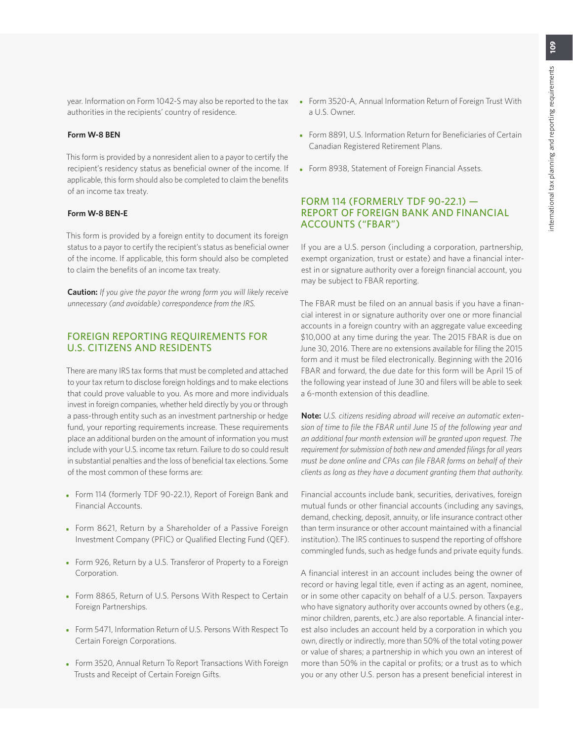year. Information on Form 1042-S may also be reported to the tax authorities in the recipients' country of residence.

**Form W-8 BEN**

This form is provided by a nonresident alien to a payor to certify the recipient's residency status as beneficial owner of the income. If applicable, this form should also be completed to claim the benefits of an income tax treaty.

**Form W-8 BEN-E**

This form is provided by a foreign entity to document its foreign status to a payor to certify the recipient's status as beneficial owner of the income. If applicable, this form should also be completed to claim the benefits of an income tax treaty.

**Caution:** *If you give the payor the wrong form you will likely receive unnecessary (and avoidable) correspondence from the IRS.*

## FOREIGN REPORTING REQUIREMENTS FOR U.S. CITIZENS AND RESIDENTS

There are many IRS tax forms that must be completed and attached to your tax return to disclose foreign holdings and to make elections that could prove valuable to you. As more and more individuals invest in foreign companies, whether held directly by you or through a pass-through entity such as an investment partnership or hedge fund, your reporting requirements increase. These requirements place an additional burden on the amount of information you must include with your U.S. income tax return. Failure to do so could result in substantial penalties and the loss of beneficial tax elections. Some of the most common of these forms are:

- Form 114 (formerly TDF 90-22.1), Report of Foreign Bank and Financial Accounts.
- Form 8621, Return by a Shareholder of a Passive Foreign Investment Company (PFIC) or Qualified Electing Fund (QEF).
- Form 926, Return by a U.S. Transferor of Property to a Foreign Corporation.
- Form 8865, Return of U.S. Persons With Respect to Certain Foreign Partnerships.
- Form 5471, Information Return of U.S. Persons With Respect To Certain Foreign Corporations.
- Form 3520, Annual Return To Report Transactions With Foreign Trusts and Receipt of Certain Foreign Gifts.
- Form 3520-A, Annual Information Return of Foreign Trust With a U.S. Owner.
- Form 8891, U.S. Information Return for Beneficiaries of Certain Canadian Registered Retirement Plans.
- Form 8938, Statement of Foreign Financial Assets.

## FORM 114 (FORMERLY TDF 90-22.1) — REPORT OF FOREIGN BANK AND FINANCIAL ACCOUNTS ("FBAR")

If you are a U.S. person (including a corporation, partnership, exempt organization, trust or estate) and have a financial interest in or signature authority over a foreign financial account, you may be subject to FBAR reporting.

The FBAR must be filed on an annual basis if you have a financial interest in or signature authority over one or more financial accounts in a foreign country with an aggregate value exceeding $10,000 at any time during the year. The 2015 FBAR is due on June 30, 2016. There are no extensions available for filing the 2015 form and it must be filed electronically. Beginning with the 2016 FBAR and forward, the due date for this form will be April 15 of the following year instead of June 30 and filers will be able to seek a 6-month extension of this deadline.

**Note:** *U.S. citizens residing abroad will receive an automatic extension of time to file the FBAR until June 15 of the following year and an additional four month extension will be granted upon request. The requirement for submission of both new and amended filings for all years must be done online and CPAs can file FBAR forms on behalf of their clients as long as they have a document granting them that authority.*

Financial accounts include bank, securities, derivatives, foreign mutual funds or other financial accounts (including any savings, demand, checking, deposit, annuity, or life insurance contract other than term insurance or other account maintained with a financial institution). The IRS continues to suspend the reporting of offshore commingled funds, such as hedge funds and private equity funds.

A financial interest in an account includes being the owner of record or having legal title, even if acting as an agent, nominee, or in some other capacity on behalf of a U.S. person. Taxpayers who have signatory authority over accounts owned by others (e.g., minor children, parents, etc.) are also reportable. A financial interest also includes an account held by a corporation in which you own, directly or indirectly, more than 50% of the total voting power or value of shares; a partnership in which you own an interest of more than 50% in the capital or profits; or a trust as to which you or any other U.S. person has a present beneficial interest in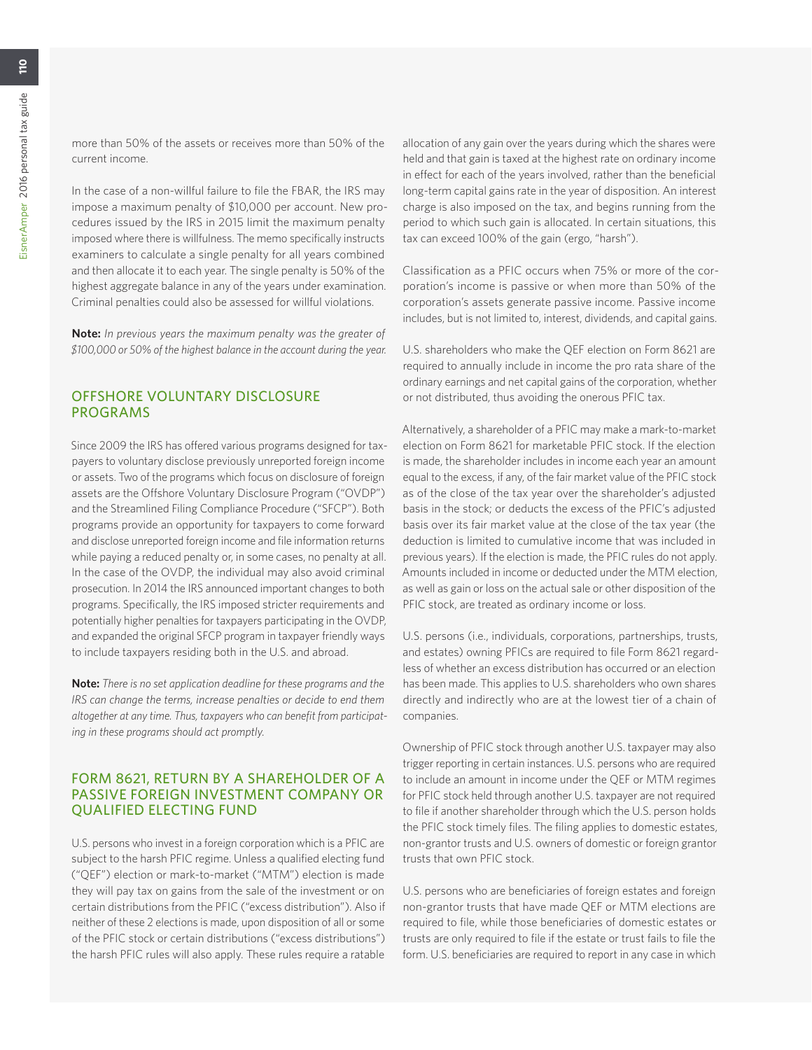more than 50% of the assets or receives more than 50% of the current income.

In the case of a non-willful failure to file the FBAR, the IRS may impose a maximum penalty of $10,000 per account. New procedures issued by the IRS in 2015 limit the maximum penalty imposed where there is willfulness. The memo specifically instructs examiners to calculate a single penalty for all years combined and then allocate it to each year. The single penalty is 50% of the highest aggregate balance in any of the years under examination. Criminal penalties could also be assessed for willful violations.

**Note:** *In previous years the maximum penalty was the greater of $100,000 or 50% of the highest balance in the account during the year.*

## OFFSHORE VOLUNTARY DISCLOSURE PROGRAMS

Since 2009 the IRS has offered various programs designed for taxpayers to voluntary disclose previously unreported foreign income or assets. Two of the programs which focus on disclosure of foreign assets are the Offshore Voluntary Disclosure Program ("OVDP") and the Streamlined Filing Compliance Procedure ("SFCP"). Both programs provide an opportunity for taxpayers to come forward and disclose unreported foreign income and file information returns while paying a reduced penalty or, in some cases, no penalty at all. In the case of the OVDP, the individual may also avoid criminal prosecution. In 2014 the IRS announced important changes to both programs. Specifically, the IRS imposed stricter requirements and potentially higher penalties for taxpayers participating in the OVDP, and expanded the original SFCP program in taxpayer friendly ways to include taxpayers residing both in the U.S. and abroad.

**Note:** *There is no set application deadline for these programs and the IRS can change the terms, increase penalties or decide to end them altogether at any time. Thus, taxpayers who can benefit from participating in these programs should act promptly.*

## FORM 8621, RETURN BY A SHAREHOLDER OF A PASSIVE FOREIGN INVESTMENT COMPANY OR QUALIFIED ELECTING FUND

U.S. persons who invest in a foreign corporation which is a PFIC are subject to the harsh PFIC regime. Unless a qualified electing fund ("QEF") election or mark-to-market ("MTM") election is made they will pay tax on gains from the sale of the investment or on certain distributions from the PFIC ("excess distribution"). Also if neither of these 2 elections is made, upon disposition of all or some of the PFIC stock or certain distributions ("excess distributions") the harsh PFIC rules will also apply. These rules require a ratable allocation of any gain over the years during which the shares were held and that gain is taxed at the highest rate on ordinary income in effect for each of the years involved, rather than the beneficial long-term capital gains rate in the year of disposition. An interest charge is also imposed on the tax, and begins running from the period to which such gain is allocated. In certain situations, this tax can exceed 100% of the gain (ergo, "harsh").

Classification as a PFIC occurs when 75% or more of the corporation's income is passive or when more than 50% of the corporation's assets generate passive income. Passive income includes, but is not limited to, interest, dividends, and capital gains.

U.S. shareholders who make the QEF election on Form 8621 are required to annually include in income the pro rata share of the ordinary earnings and net capital gains of the corporation, whether or not distributed, thus avoiding the onerous PFIC tax.

Alternatively, a shareholder of a PFIC may make a mark-to-market election on Form 8621 for marketable PFIC stock. If the election is made, the shareholder includes in income each year an amount equal to the excess, if any, of the fair market value of the PFIC stock as of the close of the tax year over the shareholder's adjusted basis in the stock; or deducts the excess of the PFIC's adjusted basis over its fair market value at the close of the tax year (the deduction is limited to cumulative income that was included in previous years). If the election is made, the PFIC rules do not apply. Amounts included in income or deducted under the MTM election, as well as gain or loss on the actual sale or other disposition of the PFIC stock, are treated as ordinary income or loss.

U.S. persons (i.e., individuals, corporations, partnerships, trusts, and estates) owning PFICs are required to file Form 8621 regardless of whether an excess distribution has occurred or an election has been made. This applies to U.S. shareholders who own shares directly and indirectly who are at the lowest tier of a chain of companies.

Ownership of PFIC stock through another U.S. taxpayer may also trigger reporting in certain instances. U.S. persons who are required to include an amount in income under the QEF or MTM regimes for PFIC stock held through another U.S. taxpayer are not required to file if another shareholder through which the U.S. person holds the PFIC stock timely files. The filing applies to domestic estates, non-grantor trusts and U.S. owners of domestic or foreign grantor trusts that own PFIC stock.

U.S. persons who are beneficiaries of foreign estates and foreign non-grantor trusts that have made QEF or MTM elections are required to file, while those beneficiaries of domestic estates or trusts are only required to file if the estate or trust fails to file the form. U.S. beneficiaries are required to report in any case in which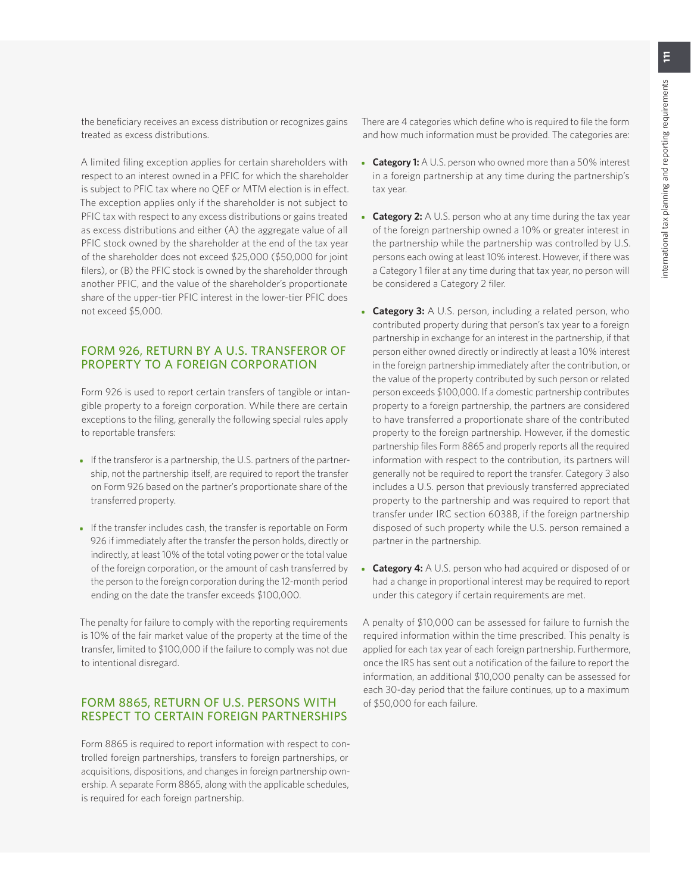the beneficiary receives an excess distribution or recognizes gains treated as excess distributions.

A limited filing exception applies for certain shareholders with respect to an interest owned in a PFIC for which the shareholder is subject to PFIC tax where no QEF or MTM election is in effect. The exception applies only if the shareholder is not subject to PFIC tax with respect to any excess distributions or gains treated as excess distributions and either (A) the aggregate value of all PFIC stock owned by the shareholder at the end of the tax year of the shareholder does not exceed $25,000 ($50,000 for joint filers), or (B) the PFIC stock is owned by the shareholder through another PFIC, and the value of the shareholder's proportionate share of the upper-tier PFIC interest in the lower-tier PFIC does not exceed $5,000.

## FORM 926, RETURN BY A U.S. TRANSFEROR OF PROPERTY TO A FOREIGN CORPORATION

Form 926 is used to report certain transfers of tangible or intangible property to a foreign corporation. While there are certain exceptions to the filing, generally the following special rules apply to reportable transfers:

- If the transferor is a partnership, the U.S. partners of the partnership, not the partnership itself, are required to report the transfer on Form 926 based on the partner's proportionate share of the transferred property.
- If the transfer includes cash, the transfer is reportable on Form 926 if immediately after the transfer the person holds, directly or indirectly, at least 10% of the total voting power or the total value of the foreign corporation, or the amount of cash transferred by the person to the foreign corporation during the 12-month period ending on the date the transfer exceeds $100,000.

The penalty for failure to comply with the reporting requirements is 10% of the fair market value of the property at the time of the transfer, limited to $100,000 if the failure to comply was not due to intentional disregard.

## FORM 8865, RETURN OF U.S. PERSONS WITH RESPECT TO CERTAIN FOREIGN PARTNERSHIPS

Form 8865 is required to report information with respect to controlled foreign partnerships, transfers to foreign partnerships, or acquisitions, dispositions, and changes in foreign partnership ownership. A separate Form 8865, along with the applicable schedules, is required for each foreign partnership.

There are 4 categories which define who is required to file the form and how much information must be provided. The categories are:

- **Category 1:** A U.S. person who owned more than a 50% interest in a foreign partnership at any time during the partnership's tax year.
- **Category 2:** A U.S. person who at any time during the tax year of the foreign partnership owned a 10% or greater interest in the partnership while the partnership was controlled by U.S. persons each owing at least 10% interest. However, if there was a Category 1 filer at any time during that tax year, no person will be considered a Category 2 filer.
- **Category 3:** A U.S. person, including a related person, who contributed property during that person's tax year to a foreign partnership in exchange for an interest in the partnership, if that person either owned directly or indirectly at least a 10% interest in the foreign partnership immediately after the contribution, or the value of the property contributed by such person or related person exceeds $100,000. If a domestic partnership contributes property to a foreign partnership, the partners are considered to have transferred a proportionate share of the contributed property to the foreign partnership. However, if the domestic partnership files Form 8865 and properly reports all the required information with respect to the contribution, its partners will generally not be required to report the transfer. Category 3 also includes a U.S. person that previously transferred appreciated property to the partnership and was required to report that transfer under IRC section 6038B, if the foreign partnership disposed of such property while the U.S. person remained a partner in the partnership.
- **Category 4:** A U.S. person who had acquired or disposed of or had a change in proportional interest may be required to report under this category if certain requirements are met.

A penalty of $10,000 can be assessed for failure to furnish the required information within the time prescribed. This penalty is applied for each tax year of each foreign partnership. Furthermore, once the IRS has sent out a notification of the failure to report the information, an additional $10,000 penalty can be assessed for each 30-day period that the failure continues, up to a maximum of $50,000 for each failure.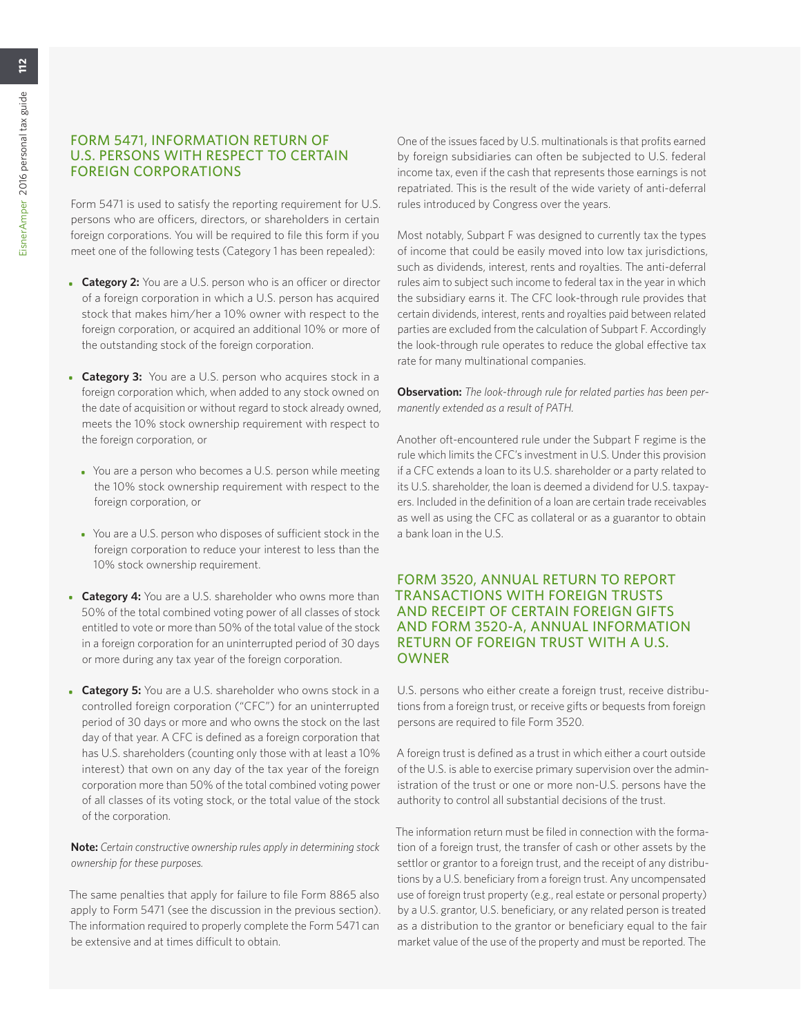## FORM 5471, INFORMATION RETURN OF U.S. PERSONS WITH RESPECT TO CERTAIN FOREIGN CORPORATIONS

Form 5471 is used to satisfy the reporting requirement for U.S. persons who are officers, directors, or shareholders in certain foreign corporations. You will be required to file this form if you meet one of the following tests (Category 1 has been repealed):

- **Category 2:** You are a U.S. person who is an officer or director of a foreign corporation in which a U.S. person has acquired stock that makes him/her a 10% owner with respect to the foreign corporation, or acquired an additional 10% or more of the outstanding stock of the foreign corporation.
- **Category 3:** You are a U.S. person who acquires stock in a foreign corporation which, when added to any stock owned on the date of acquisition or without regard to stock already owned, meets the 10% stock ownership requirement with respect to the foreign corporation, or
  - You are a person who becomes a U.S. person while meeting the 10% stock ownership requirement with respect to the foreign corporation, or
  - You are a U.S. person who disposes of sufficient stock in the foreign corporation to reduce your interest to less than the 10% stock ownership requirement.
- **Category 4:** You are a U.S. shareholder who owns more than 50% of the total combined voting power of all classes of stock entitled to vote or more than 50% of the total value of the stock in a foreign corporation for an uninterrupted period of 30 days or more during any tax year of the foreign corporation.
- **Category 5:** You are a U.S. shareholder who owns stock in a controlled foreign corporation ("CFC") for an uninterrupted period of 30 days or more and who owns the stock on the last day of that year. A CFC is defined as a foreign corporation that has U.S. shareholders (counting only those with at least a 10% interest) that own on any day of the tax year of the foreign corporation more than 50% of the total combined voting power of all classes of its voting stock, or the total value of the stock of the corporation.

**Note:** *Certain constructive ownership rules apply in determining stock ownership for these purposes.*

The same penalties that apply for failure to file Form 8865 also apply to Form 5471 (see the discussion in the previous section). The information required to properly complete the Form 5471 can be extensive and at times difficult to obtain.

One of the issues faced by U.S. multinationals is that profits earned by foreign subsidiaries can often be subjected to U.S. federal income tax, even if the cash that represents those earnings is not repatriated. This is the result of the wide variety of anti-deferral rules introduced by Congress over the years.

Most notably, Subpart F was designed to currently tax the types of income that could be easily moved into low tax jurisdictions, such as dividends, interest, rents and royalties. The anti-deferral rules aim to subject such income to federal tax in the year in which the subsidiary earns it. The CFC look-through rule provides that certain dividends, interest, rents and royalties paid between related parties are excluded from the calculation of Subpart F. Accordingly the look-through rule operates to reduce the global effective tax rate for many multinational companies.

**Observation:** *The look-through rule for related parties has been permanently extended as a result of PATH.*

Another oft-encountered rule under the Subpart F regime is the rule which limits the CFC's investment in U.S. Under this provision if a CFC extends a loan to its U.S. shareholder or a party related to its U.S. shareholder, the loan is deemed a dividend for U.S. taxpayers. Included in the definition of a loan are certain trade receivables as well as using the CFC as collateral or as a guarantor to obtain a bank loan in the U.S.

## FORM 3520, ANNUAL RETURN TO REPORT TRANSACTIONS WITH FOREIGN TRUSTS AND RECEIPT OF CERTAIN FOREIGN GIFTS AND FORM 3520-A, ANNUAL INFORMATION RETURN OF FOREIGN TRUST WITH A U.S. OWNER

U.S. persons who either create a foreign trust, receive distributions from a foreign trust, or receive gifts or bequests from foreign persons are required to file Form 3520.

A foreign trust is defined as a trust in which either a court outside of the U.S. is able to exercise primary supervision over the administration of the trust or one or more non-U.S. persons have the authority to control all substantial decisions of the trust.

The information return must be filed in connection with the formation of a foreign trust, the transfer of cash or other assets by the settlor or grantor to a foreign trust, and the receipt of any distributions by a U.S. beneficiary from a foreign trust. Any uncompensated use of foreign trust property (e.g., real estate or personal property) by a U.S. grantor, U.S. beneficiary, or any related person is treated as a distribution to the grantor or beneficiary equal to the fair market value of the use of the property and must be reported. The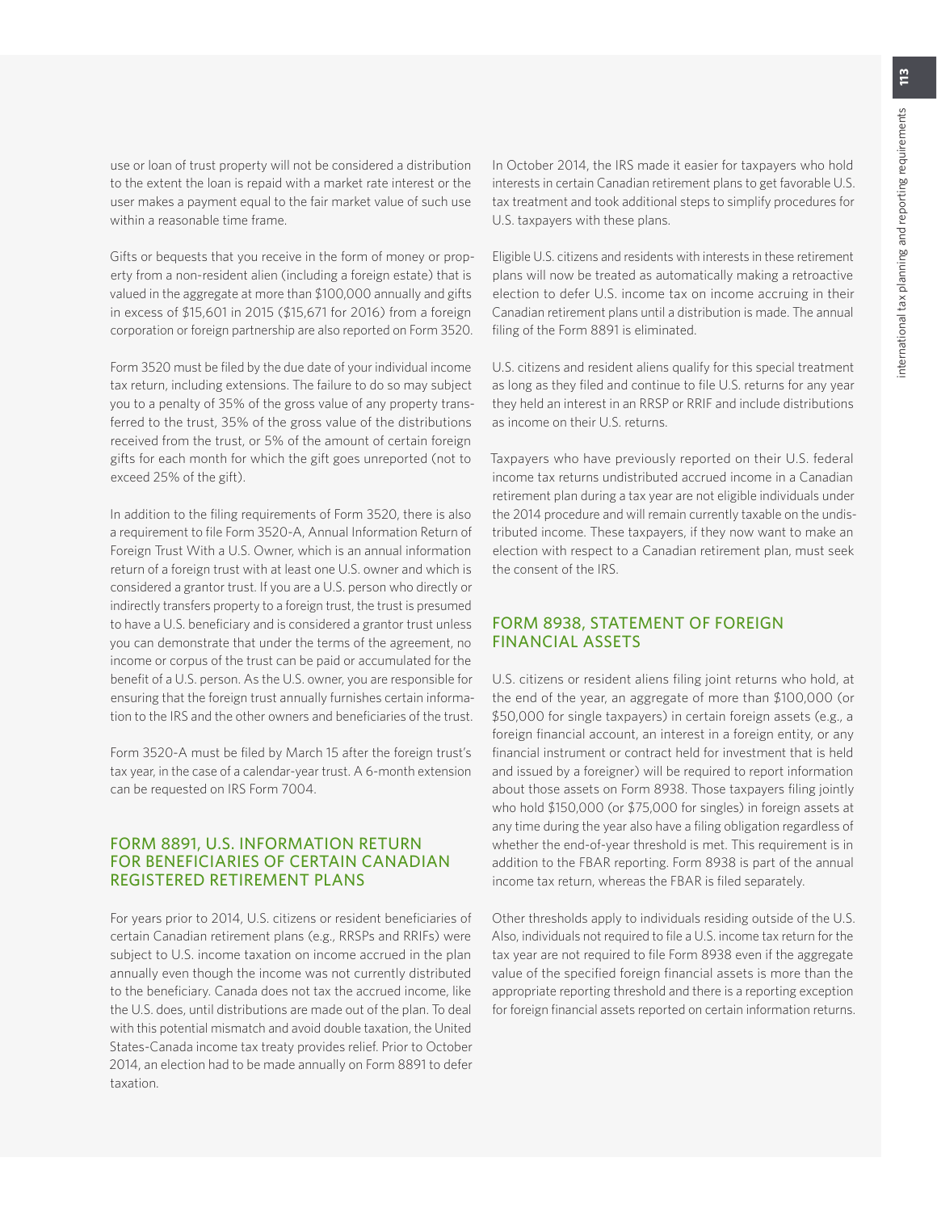use or loan of trust property will not be considered a distribution to the extent the loan is repaid with a market rate interest or the user makes a payment equal to the fair market value of such use within a reasonable time frame.

Gifts or bequests that you receive in the form of money or property from a non-resident alien (including a foreign estate) that is valued in the aggregate at more than $100,000 annually and gifts in excess of $15,601 in 2015 ($15,671 for 2016) from a foreign corporation or foreign partnership are also reported on Form 3520.

Form 3520 must be filed by the due date of your individual income tax return, including extensions. The failure to do so may subject you to a penalty of 35% of the gross value of any property transferred to the trust, 35% of the gross value of the distributions received from the trust, or 5% of the amount of certain foreign gifts for each month for which the gift goes unreported (not to exceed 25% of the gift).

In addition to the filing requirements of Form 3520, there is also a requirement to file Form 3520-A, Annual Information Return of Foreign Trust With a U.S. Owner, which is an annual information return of a foreign trust with at least one U.S. owner and which is considered a grantor trust. If you are a U.S. person who directly or indirectly transfers property to a foreign trust, the trust is presumed to have a U.S. beneficiary and is considered a grantor trust unless you can demonstrate that under the terms of the agreement, no income or corpus of the trust can be paid or accumulated for the benefit of a U.S. person. As the U.S. owner, you are responsible for ensuring that the foreign trust annually furnishes certain information to the IRS and the other owners and beneficiaries of the trust.

Form 3520-A must be filed by March 15 after the foreign trust's tax year, in the case of a calendar-year trust. A 6-month extension can be requested on IRS Form 7004.

## FORM 8891, U.S. INFORMATION RETURN FOR BENEFICIARIES OF CERTAIN CANADIAN REGISTERED RETIREMENT PLANS

For years prior to 2014, U.S. citizens or resident beneficiaries of certain Canadian retirement plans (e.g., RRSPs and RRIFs) were subject to U.S. income taxation on income accrued in the plan annually even though the income was not currently distributed to the beneficiary. Canada does not tax the accrued income, like the U.S. does, until distributions are made out of the plan. To deal with this potential mismatch and avoid double taxation, the United States-Canada income tax treaty provides relief. Prior to October 2014, an election had to be made annually on Form 8891 to defer taxation.

In October 2014, the IRS made it easier for taxpayers who hold interests in certain Canadian retirement plans to get favorable U.S. tax treatment and took additional steps to simplify procedures for U.S. taxpayers with these plans.

Eligible U.S. citizens and residents with interests in these retirement plans will now be treated as automatically making a retroactive election to defer U.S. income tax on income accruing in their Canadian retirement plans until a distribution is made. The annual filing of the Form 8891 is eliminated.

U.S. citizens and resident aliens qualify for this special treatment as long as they filed and continue to file U.S. returns for any year they held an interest in an RRSP or RRIF and include distributions as income on their U.S. returns.

Taxpayers who have previously reported on their U.S. federal income tax returns undistributed accrued income in a Canadian retirement plan during a tax year are not eligible individuals under the 2014 procedure and will remain currently taxable on the undistributed income. These taxpayers, if they now want to make an election with respect to a Canadian retirement plan, must seek the consent of the IRS.

## FORM 8938, STATEMENT OF FOREIGN FINANCIAL ASSETS

U.S. citizens or resident aliens filing joint returns who hold, at the end of the year, an aggregate of more than $100,000 (or $50,000 for single taxpayers) in certain foreign assets (e.g., a foreign financial account, an interest in a foreign entity, or any financial instrument or contract held for investment that is held and issued by a foreigner) will be required to report information about those assets on Form 8938. Those taxpayers filing jointly who hold $150,000 (or $75,000 for singles) in foreign assets at any time during the year also have a filing obligation regardless of whether the end-of-year threshold is met. This requirement is in addition to the FBAR reporting. Form 8938 is part of the annual income tax return, whereas the FBAR is filed separately.

Other thresholds apply to individuals residing outside of the U.S. Also, individuals not required to file a U.S. income tax return for the tax year are not required to file Form 8938 even if the aggregate value of the specified foreign financial assets is more than the appropriate reporting threshold and there is a reporting exception for foreign financial assets reported on certain information returns.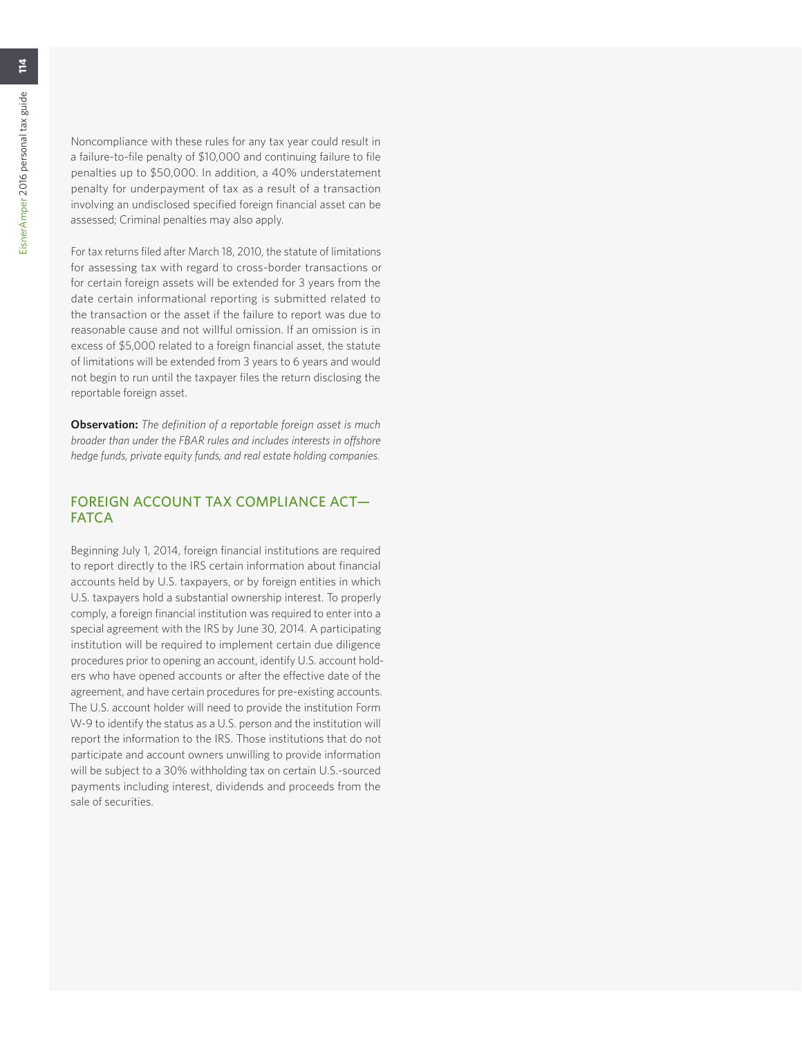Noncompliance with these rules for any tax year could result in a failure-to-file penalty of $10,000 and continuing failure to file penalties up to $50,000. In addition, a 40% understatement penalty for underpayment of tax as a result of a transaction involving an undisclosed specified foreign financial asset can be assessed; Criminal penalties may also apply.

For tax returns filed after March 18, 2010, the statute of limitations for assessing tax with regard to cross-border transactions or for certain foreign assets will be extended for 3 years from the date certain informational reporting is submitted related to the transaction or the asset if the failure to report was due to reasonable cause and not willful omission. If an omission is in excess of $5,000 related to a foreign financial asset, the statute of limitations will be extended from 3 years to 6 years and would not begin to run until the taxpayer files the return disclosing the reportable foreign asset.

**Observation:** *The definition of a reportable foreign asset is much broader than under the FBAR rules and includes interests in offshore hedge funds, private equity funds, and real estate holding companies.*

## FOREIGN ACCOUNT TAX COMPLIANCE ACT—FATCA

Beginning July 1, 2014, foreign financial institutions are required to report directly to the IRS certain information about financial accounts held by U.S. taxpayers, or by foreign entities in which U.S. taxpayers hold a substantial ownership interest. To properly comply, a foreign financial institution was required to enter into a special agreement with the IRS by June 30, 2014. A participating institution will be required to implement certain due diligence procedures prior to opening an account, identify U.S. account holders who have opened accounts or after the effective date of the agreement, and have certain procedures for pre-existing accounts. The U.S. account holder will need to provide the institution Form W-9 to identify the status as a U.S. person and the institution will report the information to the IRS. Those institutions that do not participate and account owners unwilling to provide information will be subject to a 30% withholding tax on certain U.S.-sourced payments including interest, dividends and proceeds from the sale of securities.